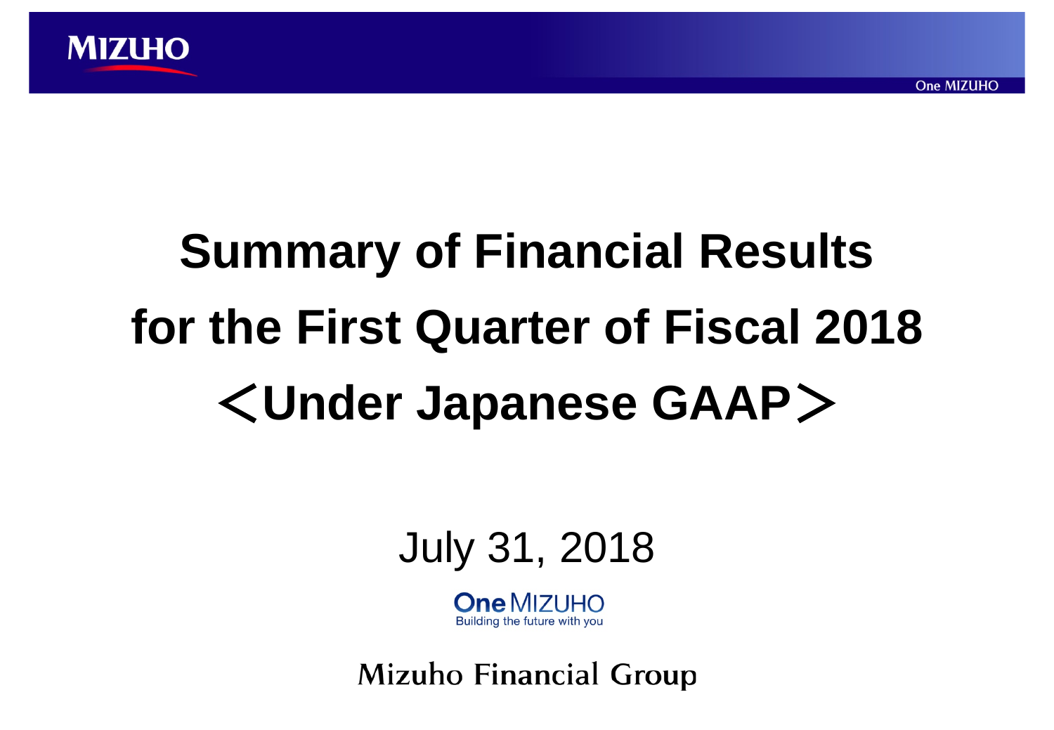# Summary of Financial Results for the First Quarter of Fiscal 2018 ＜Under Japanese GAAP＞

July 31, 2018

One MIZUHO
Building the future with you

Mizuho Financial Group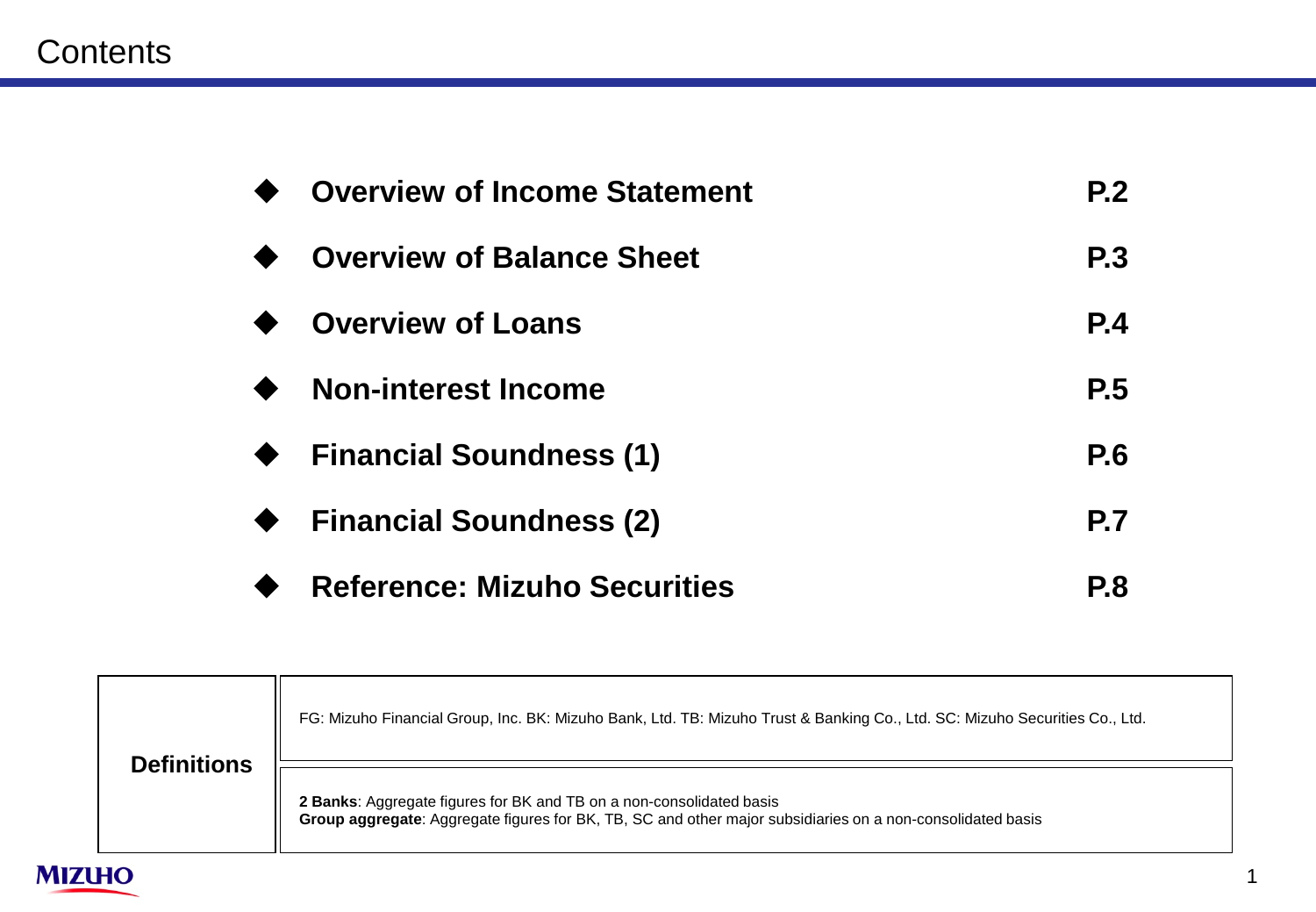# Contents

| | |
|---|---|
| ◆ **Overview of Income Statement** | **P.2** |
| ◆ **Overview of Balance Sheet** | **P.3** |
| ◆ **Overview of Loans** | **P.4** |
| ◆ **Non-interest Income** | **P.5** |
| ◆ **Financial Soundness (1)** | **P.6** |
| ◆ **Financial Soundness (2)** | **P.7** |
| ◆ **Reference: Mizuho Securities** | **P.8** |

| | |
|---|---|
| **Definitions** | FG: Mizuho Financial Group, Inc. BK: Mizuho Bank, Ltd. TB: Mizuho Trust & Banking Co., Ltd. SC: Mizuho Securities Co., Ltd. |
| | **2 Banks**: Aggregate figures for BK and TB on a non-consolidated basis<br>**Group aggregate**: Aggregate figures for BK, TB, SC and other major subsidiaries on a non-consolidated basis |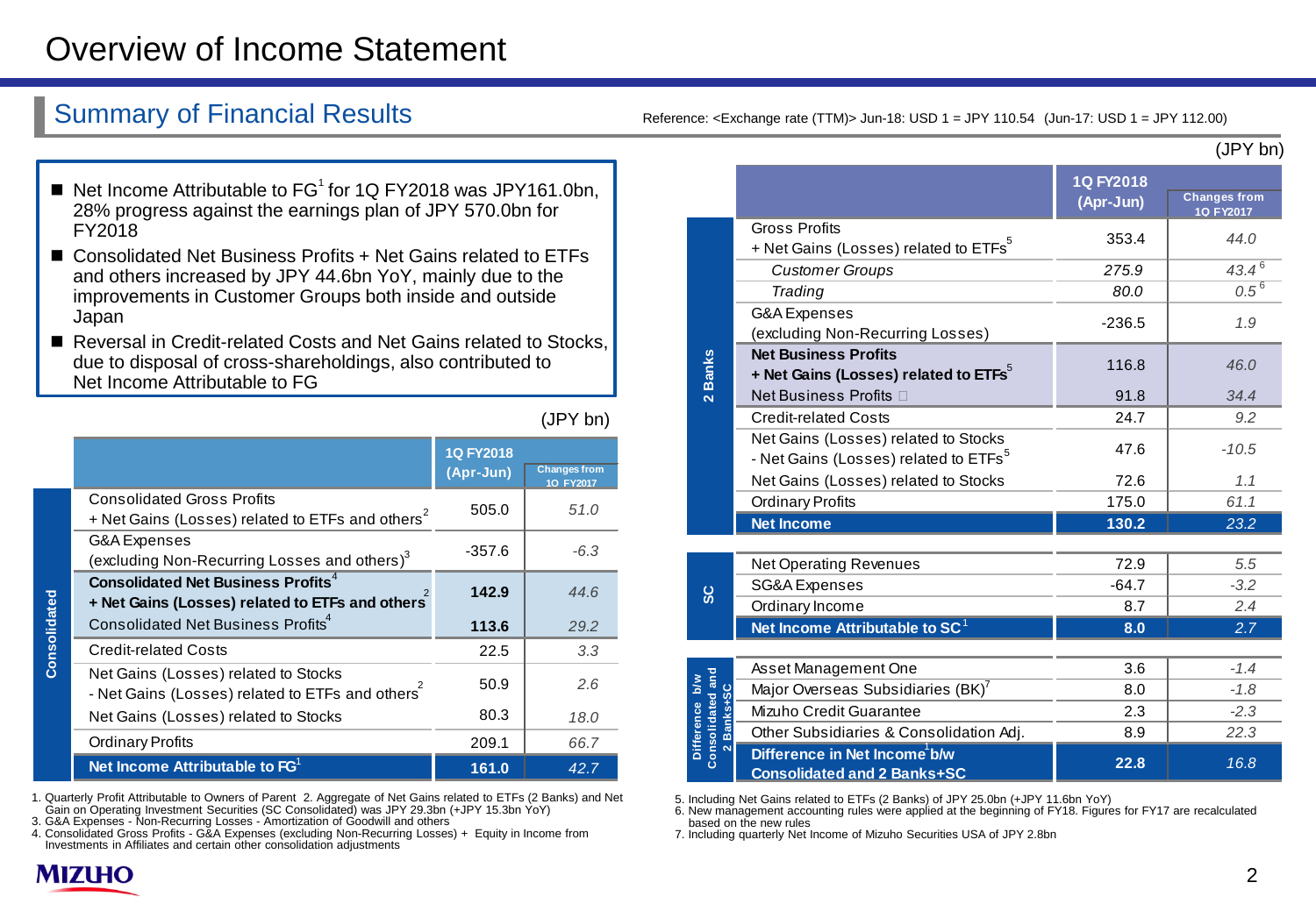# Overview of Income Statement

## Summary of Financial Results

Reference: <Exchange rate (TTM)> Jun-18: USD 1 = JPY 110.54 (Jun-17: USD 1 = JPY 112.00)

- Net Income Attributable to FG[1] for 1Q FY2018 was JPY161.0bn, 28% progress against the earnings plan of JPY 570.0bn for FY2018
- Consolidated Net Business Profits + Net Gains related to ETFs and others increased by JPY 44.6bn YoY, mainly due to the improvements in Customer Groups both inside and outside Japan
- Reversal in Credit-related Costs and Net Gains related to Stocks, due to disposal of cross-shareholdings, also contributed to Net Income Attributable to FG

(JPY bn)

| | | 1Q FY2018 (Apr-Jun) | Changes from 1Q FY2017 |
|---|---|---|---|
| Consolidated | Consolidated Gross Profits + Net Gains (Losses) related to ETFs and others[2] | 505.0 | *51.0* |
| | G&A Expenses (excluding Non-Recurring Losses and others)[3] | -357.6 | *-6.3* |
| | **Consolidated Net Business Profits[4] + Net Gains (Losses) related to ETFs and others[2]** | **142.9** | *44.6* |
| | Consolidated Net Business Profits[4] | **113.6** | *29.2* |
| | Credit-related Costs | 22.5 | *3.3* |
| | Net Gains (Losses) related to Stocks - Net Gains (Losses) related to ETFs and others[2] | 50.9 | *2.6* |
| | Net Gains (Losses) related to Stocks | 80.3 | *18.0* |
| | Ordinary Profits | 209.1 | *66.7* |
| | **Net Income Attributable to FG[1]** | **161.0** | ***42.7*** |

1. Quarterly Profit Attributable to Owners of Parent 2. Aggregate of Net Gains related to ETFs (2 Banks) and Net Gain on Operating Investment Securities (SC Consolidated) was JPY 29.3bn (+JPY 15.3bn YoY)
3. G&A Expenses - Non-Recurring Losses - Amortization of Goodwill and others
4. Consolidated Gross Profits - G&A Expenses (excluding Non-Recurring Losses) + Equity in Income from Investments in Affiliates and certain other consolidation adjustments

(JPY bn)

| | | 1Q FY2018 (Apr-Jun) | Changes from 1Q FY2017 |
|---|---|---|---|
| 2 Banks | Gross Profits + Net Gains (Losses) related to ETFs[5] | 353.4 | *44.0* |
| | *Customer Groups* | *275.9* | *43.4*[6] |
| | *Trading* | *80.0* | *0.5*[6] |
| | G&A Expenses (excluding Non-Recurring Losses) | -236.5 | *1.9* |
| | **Net Business Profits + Net Gains (Losses) related to ETFs[5]** | 116.8 | *46.0* |
| | Net Business Profits | 91.8 | *34.4* |
| | Credit-related Costs | 24.7 | *9.2* |
| | Net Gains (Losses) related to Stocks - Net Gains (Losses) related to ETFs[5] | 47.6 | *-10.5* |
| | Net Gains (Losses) related to Stocks | 72.6 | *1.1* |
| | Ordinary Profits | 175.0 | *61.1* |
| | **Net Income** | **130.2** | *23.2* |
| SC | Net Operating Revenues | 72.9 | *5.5* |
| | SG&A Expenses | -64.7 | *-3.2* |
| | Ordinary Income | 8.7 | *2.4* |
| | **Net Income Attributable to SC[1]** | **8.0** | *2.7* |
| Difference b/w Consolidated and 2 Banks+SC | Asset Management One | 3.6 | *-1.4* |
| | Major Overseas Subsidiaries (BK)[7] | 8.0 | *-1.8* |
| | Mizuho Credit Guarantee | 2.3 | *-2.3* |
| | Other Subsidiaries & Consolidation Adj. | 8.9 | *22.3* |
| | **Difference in Net Income[1] b/w Consolidated and 2 Banks+SC** | **22.8** | *16.8* |

5. Including Net Gains related to ETFs (2 Banks) of JPY 25.0bn (+JPY 11.6bn YoY)
6. New management accounting rules were applied at the beginning of FY18. Figures for FY17 are recalculated based on the new rules
7. Including quarterly Net Income of Mizuho Securities USA of JPY 2.8bn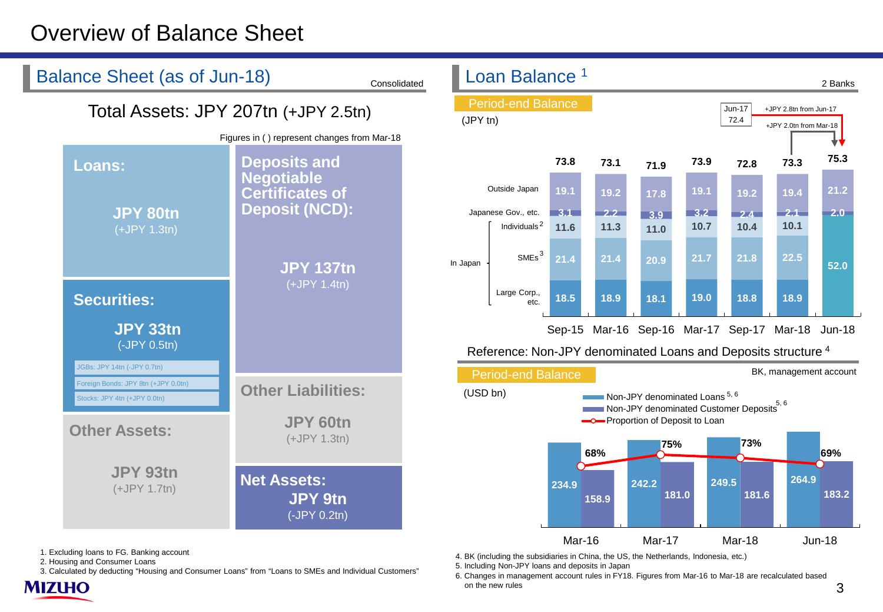# Overview of Balance Sheet

## Balance Sheet (as of Jun-18)

Consolidated

### Total Assets: JPY 207tn (+JPY 2.5tn)

Figures in ( ) represent changes from Mar-18

| Assets | Liabilities and Net Assets |
|---|---|
| **Loans:** JPY 80tn (+JPY 1.3tn) | **Deposits and Negotiable Certificates of Deposit (NCD):** JPY 137tn (+JPY 1.4tn) |
| **Securities:** JPY 33tn (-JPY 0.5tn) — JGBs: JPY 14tn (-JPY 0.7tn); Foreign Bonds: JPY 8tn (+JPY 0.0tn); Stocks: JPY 4tn (+JPY 0.0tn) | **Other Liabilities:** JPY 60tn (+JPY 1.3tn) |
| **Other Assets:** JPY 93tn (+JPY 1.7tn) | **Net Assets:** JPY 9tn (-JPY 0.2tn) |

## Loan Balance [1]

2 Banks

**Period-end Balance**

(JPY tn)

Jun-17: 72.4 — +JPY 2.8tn from Jun-17; +JPY 2.0tn from Mar-18

| | Sep-15 | Mar-16 | Sep-16 | Mar-17 | Sep-17 | Mar-18 | Jun-18 |
|---|---|---|---|---|---|---|---|
| Total | 73.8 | 73.1 | 71.9 | 73.9 | 72.8 | 73.3 | 75.3 |
| Outside Japan | 19.1 | 19.2 | 17.8 | 19.1 | 19.2 | 19.4 | 21.2 |
| Japanese Gov., etc. | 3.1 | 2.2 | 3.9 | 3.2 | 2.4 | 2.1 | 2.0 |
| In Japan: Individuals [2] | 11.6 | 11.3 | 11.0 | 10.7 | 10.4 | 10.1 | 52.0 |
| In Japan: SMEs [3] | 21.4 | 21.4 | 20.9 | 21.7 | 21.8 | 22.5 | |
| In Japan: Large Corp., etc. | 18.5 | 18.9 | 18.1 | 19.0 | 18.8 | 18.9 | |

### Reference: Non-JPY denominated Loans and Deposits structure [4]

**Period-end Balance**

BK, management account

(USD bn)

| | Mar-16 | Mar-17 | Mar-18 | Jun-18 |
|---|---|---|---|---|
| Non-JPY denominated Loans [5,6] | 234.9 | 242.2 | 249.5 | 264.9 |
| Non-JPY denominated Customer Deposits [5,6] | 158.9 | 181.0 | 181.6 | 183.2 |
| Proportion of Deposit to Loan | 68% | 75% | 73% | 69% |

1. Excluding loans to FG. Banking account
2. Housing and Consumer Loans
3. Calculated by deducting "Housing and Consumer Loans" from "Loans to SMEs and Individual Customers"
4. BK (including the subsidiaries in China, the US, the Netherlands, Indonesia, etc.)
5. Including Non-JPY loans and deposits in Japan
6. Changes in management account rules in FY18. Figures from Mar-16 to Mar-18 are recalculated based on the new rules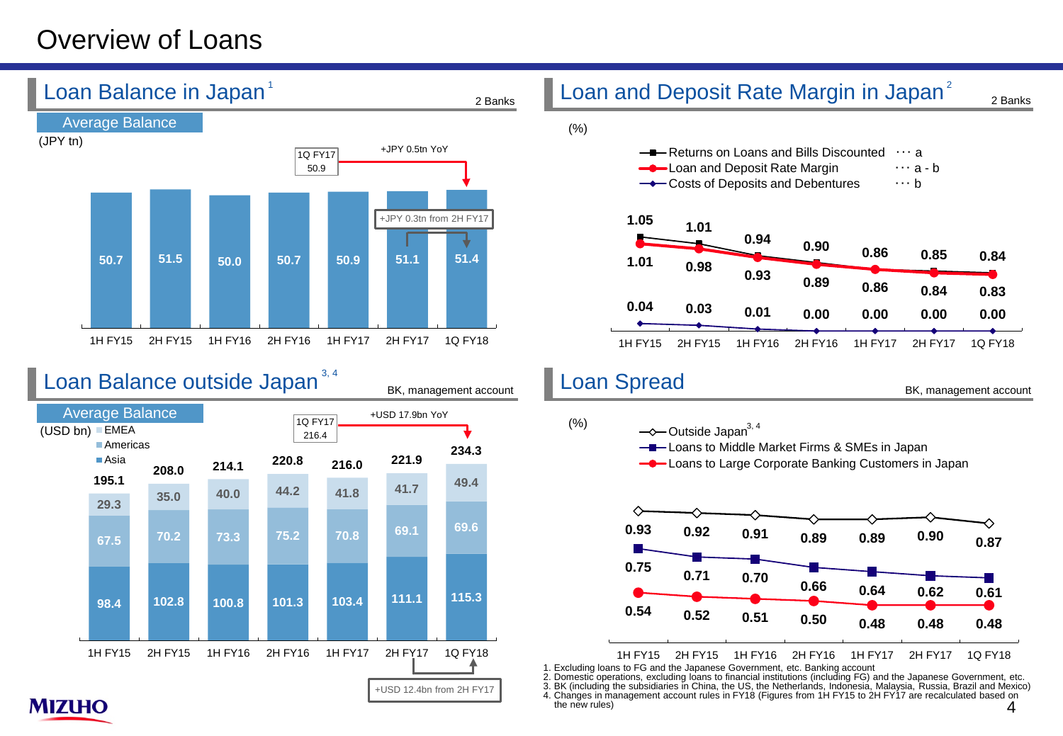# Overview of Loans

## Loan Balance in Japan[1]

2 Banks

Average Balance

(JPY tn)

| | 1H FY15 | 2H FY15 | 1H FY16 | 2H FY16 | 1H FY17 | 2H FY17 | 1Q FY18 |
|---|---|---|---|---|---|---|---|
| Loan Balance | 50.7 | 51.5 | 50.0 | 50.7 | 50.9 | 51.1 | 51.4 |

1Q FY17: 50.9

+JPY 0.5tn YoY

+JPY 0.3tn from 2H FY17

## Loan and Deposit Rate Margin in Japan[2]

2 Banks

(%)

| | 1H FY15 | 2H FY15 | 1H FY16 | 2H FY16 | 1H FY17 | 2H FY17 | 1Q FY18 |
|---|---|---|---|---|---|---|---|
| Returns on Loans and Bills Discounted ··· a | 1.05 | 1.01 | 0.94 | 0.90 | 0.86 | 0.85 | 0.84 |
| Loan and Deposit Rate Margin ··· a - b | 1.01 | 0.98 | 0.93 | 0.89 | 0.86 | 0.84 | 0.83 |
| Costs of Deposits and Debentures ··· b | 0.04 | 0.03 | 0.01 | 0.00 | 0.00 | 0.00 | 0.00 |

## Loan Balance outside Japan[3, 4]

BK, management account

Average Balance

(USD bn)

| | 1H FY15 | 2H FY15 | 1H FY16 | 2H FY16 | 1H FY17 | 2H FY17 | 1Q FY18 |
|---|---|---|---|---|---|---|---|
| EMEA | 29.3 | 35.0 | 40.0 | 44.2 | 41.8 | 41.7 | 49.4 |
| Americas | 67.5 | 70.2 | 73.3 | 75.2 | 70.8 | 69.1 | 69.6 |
| Asia | 98.4 | 102.8 | 100.8 | 101.3 | 103.4 | 111.1 | 115.3 |
| Total | 195.1 | 208.0 | 214.1 | 220.8 | 216.0 | 221.9 | 234.3 |

1Q FY17: 216.4

+USD 17.9bn YoY

+USD 12.4bn from 2H FY17

## Loan Spread

BK, management account

(%)

| | 1H FY15 | 2H FY15 | 1H FY16 | 2H FY16 | 1H FY17 | 2H FY17 | 1Q FY18 |
|---|---|---|---|---|---|---|---|
| Outside Japan[3, 4] | 0.93 | 0.92 | 0.91 | 0.89 | 0.89 | 0.90 | 0.87 |
| Loans to Middle Market Firms & SMEs in Japan | 0.75 | 0.71 | 0.70 | 0.66 | 0.64 | 0.62 | 0.61 |
| Loans to Large Corporate Banking Customers in Japan | 0.54 | 0.52 | 0.51 | 0.50 | 0.48 | 0.48 | 0.48 |

1. Excluding loans to FG and the Japanese Government, etc. Banking account
2. Domestic operations, excluding loans to financial institutions (including FG) and the Japanese Government, etc.
3. BK (including the subsidiaries in China, the US, the Netherlands, Indonesia, Malaysia, Russia, Brazil and Mexico)
4. Changes in management account rules in FY18 (Figures from 1H FY15 to 2H FY17 are recalculated based on the new rules)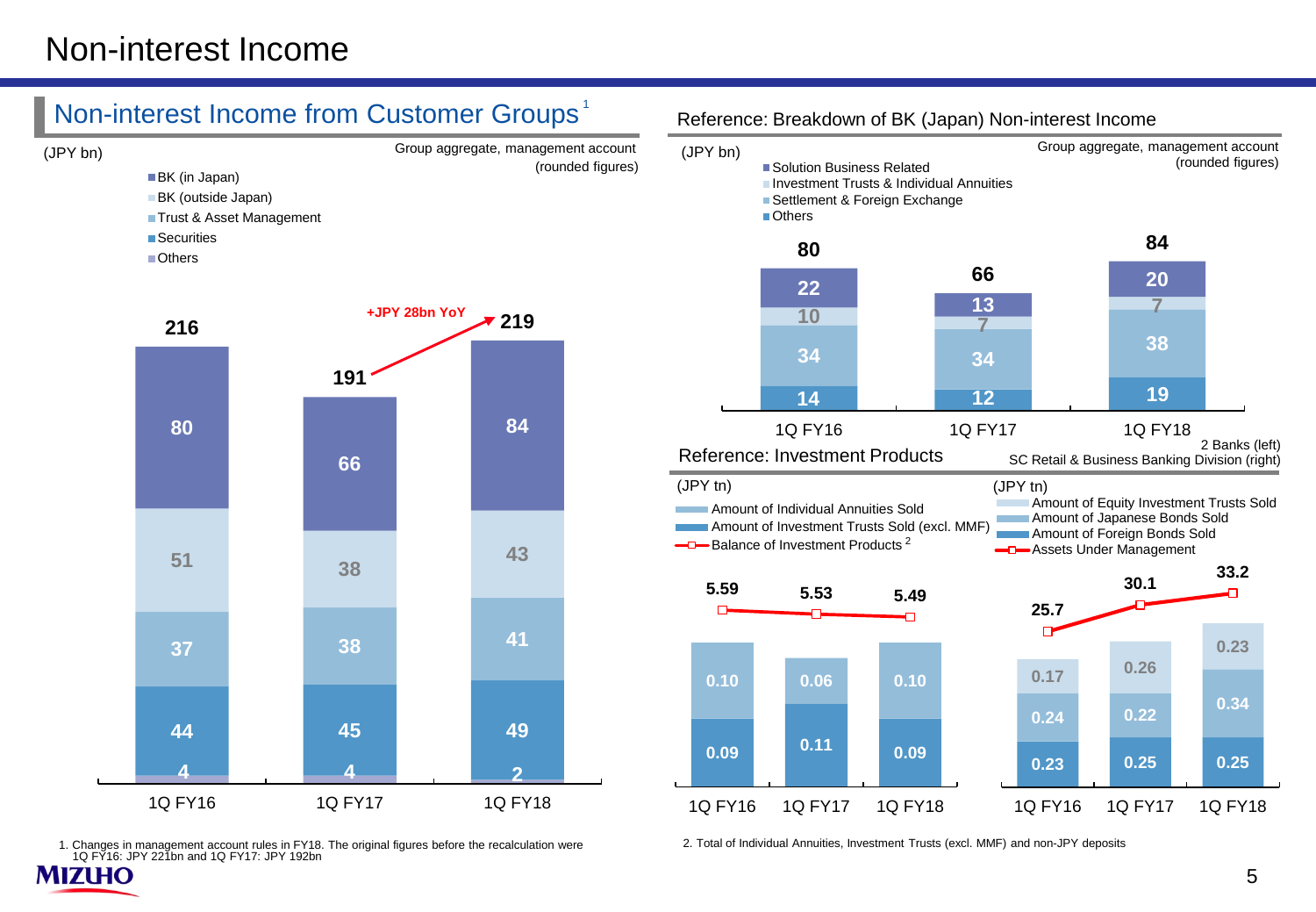# Non-interest Income

## Non-interest Income from Customer Groups[1]

(JPY bn)

Group aggregate, management account (rounded figures)

| | 1Q FY16 | 1Q FY17 | 1Q FY18 |
|---|---|---|---|
| BK (in Japan) | 80 | 66 | 84 |
| BK (outside Japan) | 51 | 38 | 43 |
| Trust & Asset Management | 37 | 38 | 41 |
| Securities | 44 | 45 | 49 |
| Others | 4 | 4 | 2 |
| Total | 216 | 191 | 219 |

+JPY 28bn YoY

## Reference: Breakdown of BK (Japan) Non-interest Income

(JPY bn)

Group aggregate, management account (rounded figures)

| | 1Q FY16 | 1Q FY17 | 1Q FY18 |
|---|---|---|---|
| Solution Business Related | 22 | 13 | 20 |
| Investment Trusts & Individual Annuities | 10 | 7 | 7 |
| Settlement & Foreign Exchange | 34 | 34 | 38 |
| Others | 14 | 12 | 19 |
| Total | 80 | 66 | 84 |

## Reference: Investment Products

2 Banks (left)

(JPY tn)

| | 1Q FY16 | 1Q FY17 | 1Q FY18 |
|---|---|---|---|
| Amount of Individual Annuities Sold | 0.10 | 0.06 | 0.10 |
| Amount of Investment Trusts Sold (excl. MMF) | 0.09 | 0.11 | 0.09 |
| Balance of Investment Products[2] | 5.59 | 5.53 | 5.49 |

SC Retail & Business Banking Division (right)

(JPY tn)

| | 1Q FY16 | 1Q FY17 | 1Q FY18 |
|---|---|---|---|
| Amount of Equity Investment Trusts Sold | 0.17 | 0.26 | 0.23 |
| Amount of Japanese Bonds Sold | 0.24 | 0.22 | 0.34 |
| Amount of Foreign Bonds Sold | 0.23 | 0.25 | 0.25 |
| Assets Under Management | 25.7 | 30.1 | 33.2 |

1. Changes in management account rules in FY18. The original figures before the recalculation were 1Q FY16: JPY 221bn and 1Q FY17: JPY 192bn

2. Total of Individual Annuities, Investment Trusts (excl. MMF) and non-JPY deposits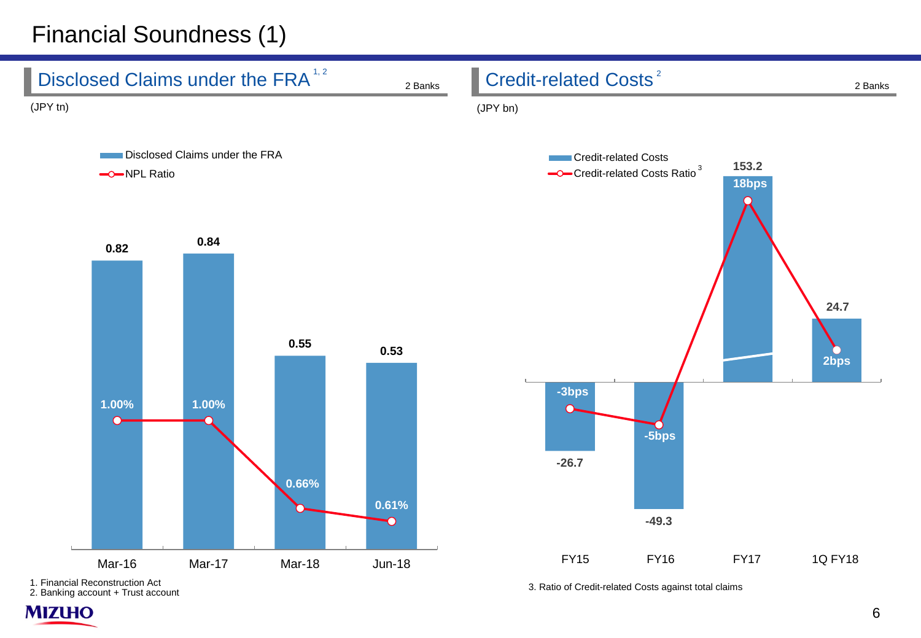# Financial Soundness (1)

## Disclosed Claims under the FRA[1, 2]

2 Banks

(JPY tn)

| | Mar-16 | Mar-17 | Mar-18 | Jun-18 |
|---|---|---|---|---|
| Disclosed Claims under the FRA | 0.82 | 0.84 | 0.55 | 0.53 |
| NPL Ratio | 1.00% | 1.00% | 0.66% | 0.61% |

1. Financial Reconstruction Act
2. Banking account + Trust account

## Credit-related Costs[2]

2 Banks

(JPY bn)

| | FY15 | FY16 | FY17 | 1Q FY18 |
|---|---|---|---|---|
| Credit-related Costs | -26.7 | -49.3 | 153.2 | 24.7 |
| Credit-related Costs Ratio[3] | -3bps | -5bps | 18bps | 2bps |

3. Ratio of Credit-related Costs against total claims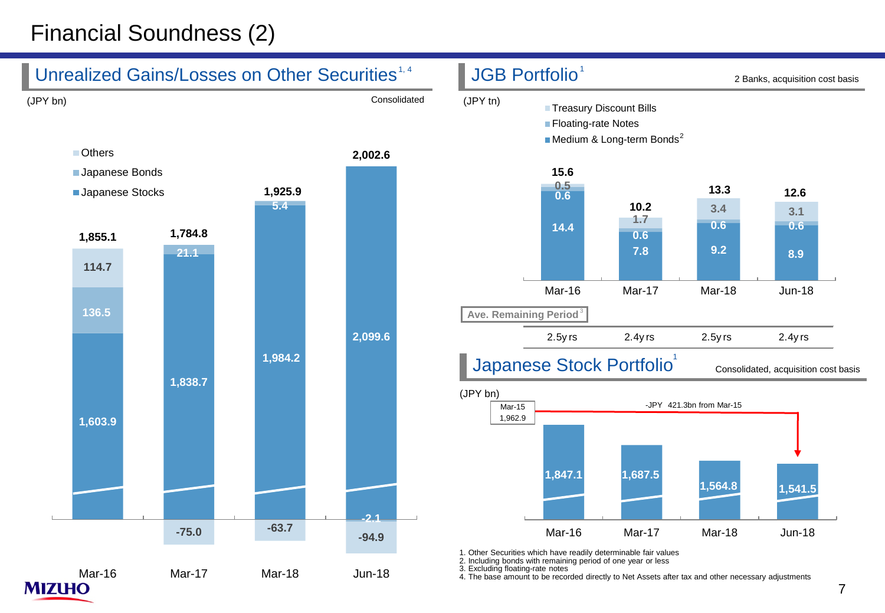# Financial Soundness (2)

## Unrealized Gains/Losses on Other Securities[1, 4]

(JPY bn) Consolidated

| | Mar-16 | Mar-17 | Mar-18 | Jun-18 |
|---|---|---|---|---|
| Japanese Stocks | 1,603.9 | 1,838.7 | 1,984.2 | 2,099.6 |
| Japanese Bonds | 136.5 | 21.1 | 5.4 | -2.1 |
| Others | 114.7 | -75.0 | -63.7 | -94.9 |
| Total | 1,855.1 | 1,784.8 | 1,925.9 | 2,002.6 |

## JGB Portfolio[1]

2 Banks, acquisition cost basis

(JPY tn)

| | Mar-16 | Mar-17 | Mar-18 | Jun-18 |
|---|---|---|---|---|
| Treasury Discount Bills | 0.5 | 1.7 | 3.4 | 3.1 |
| Floating-rate Notes | 0.6 | 0.6 | 0.6 | 0.6 |
| Medium & Long-term Bonds[2] | 14.4 | 7.8 | 9.2 | 8.9 |
| Total | 15.6 | 10.2 | 13.3 | 12.6 |
| Ave. Remaining Period[3] | 2.5yrs | 2.4yrs | 2.5yrs | 2.4yrs |

## Japanese Stock Portfolio[1]

Consolidated, acquisition cost basis

(JPY bn)

Mar-15: 1,962.9

-JPY 421.3bn from Mar-15

| Mar-16 | Mar-17 | Mar-18 | Jun-18 |
|---|---|---|---|
| 1,847.1 | 1,687.5 | 1,564.8 | 1,541.5 |

1. Other Securities which have readily determinable fair values
2. Including bonds with remaining period of one year or less
3. Excluding floating-rate notes
4. The base amount to be recorded directly to Net Assets after tax and other necessary adjustments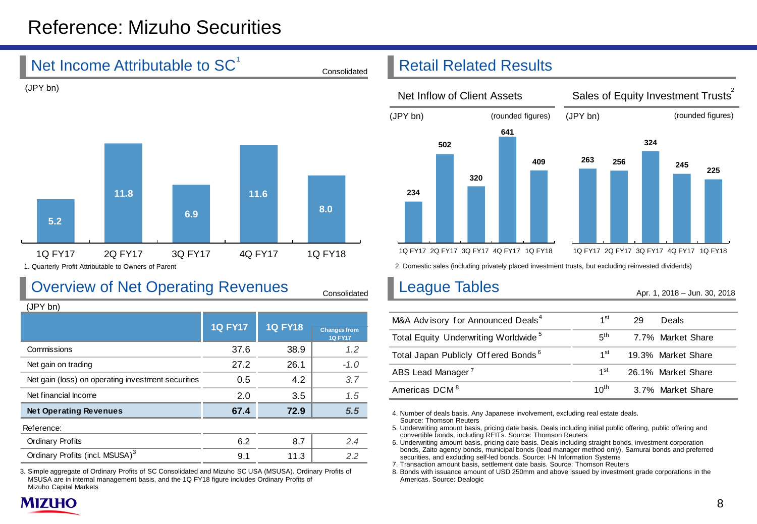# Reference: Mizuho Securities

## Net Income Attributable to SC[1]

Consolidated

(JPY bn)

| | 1Q FY17 | 2Q FY17 | 3Q FY17 | 4Q FY17 | 1Q FY18 |
|---|---|---|---|---|---|
| Net Income Attributable to SC | 5.2 | 11.8 | 6.9 | 11.6 | 8.0 |

1. Quarterly Profit Attributable to Owners of Parent

## Retail Related Results

### Net Inflow of Client Assets

(JPY bn) (rounded figures)

| 1Q FY17 | 2Q FY17 | 3Q FY17 | 4Q FY17 | 1Q FY18 |
|---|---|---|---|---|
| 234 | 502 | 320 | 641 | 409 |

### Sales of Equity Investment Trusts[2]

(JPY bn) (rounded figures)

| 1Q FY17 | 2Q FY17 | 3Q FY17 | 4Q FY17 | 1Q FY18 |
|---|---|---|---|---|
| 263 | 256 | 324 | 245 | 225 |

2. Domestic sales (including privately placed investment trusts, but excluding reinvested dividends)

## Overview of Net Operating Revenues

Consolidated

(JPY bn)

| | 1Q FY17 | 1Q FY18 | Changes from 1Q FY17 |
|---|---|---|---|
| Commissions | 37.6 | 38.9 | *1.2* |
| Net gain on trading | 27.2 | 26.1 | *-1.0* |
| Net gain (loss) on operating investment securities | 0.5 | 4.2 | *3.7* |
| Net financial Income | 2.0 | 3.5 | *1.5* |
| **Net Operating Revenues** | **67.4** | **72.9** | ***5.5*** |
| Reference: | | | |
| Ordinary Profits | 6.2 | 8.7 | *2.4* |
| Ordinary Profits (incl. MSUSA)[3] | 9.1 | 11.3 | *2.2* |

3. Simple aggregate of Ordinary Profits of SC Consolidated and Mizuho SC USA (MSUSA). Ordinary Profits of MSUSA are in internal management basis, and the 1Q FY18 figure includes Ordinary Profits of Mizuho Capital Markets

## League Tables

Apr. 1, 2018 – Jun. 30, 2018

| | Rank | |
|---|---|---|
| M&A Advisory for Announced Deals[4] | 1st | 29 Deals |
| Total Equity Underwriting Worldwide[5] | 5th | 7.7% Market Share |
| Total Japan Publicly Offered Bonds[6] | 1st | 19.3% Market Share |
| ABS Lead Manager[7] | 1st | 26.1% Market Share |
| Americas DCM[8] | 10th | 3.7% Market Share |

4. Number of deals basis. Any Japanese involvement, excluding real estate deals. Source: Thomson Reuters
5. Underwriting amount basis, pricing date basis. Deals including initial public offering, public offering and convertible bonds, including REITs. Source: Thomson Reuters
6. Underwriting amount basis, pricing date basis. Deals including straight bonds, investment corporation bonds, Zaito agency bonds, municipal bonds (lead manager method only), Samurai bonds and preferred securities, and excluding self-led bonds. Source: I-N Information Systems
7. Transaction amount basis, settlement date basis. Source: Thomson Reuters
8. Bonds with issuance amount of USD 250mm and above issued by investment grade corporations in the Americas. Source: Dealogic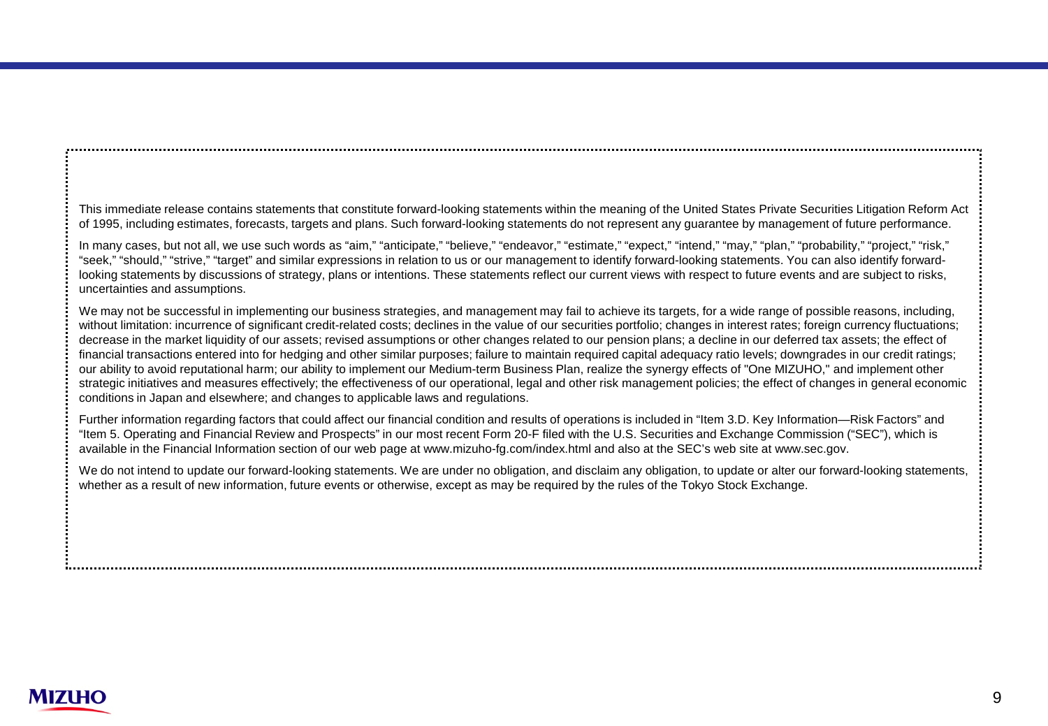This immediate release contains statements that constitute forward-looking statements within the meaning of the United States Private Securities Litigation Reform Act of 1995, including estimates, forecasts, targets and plans. Such forward-looking statements do not represent any guarantee by management of future performance.

In many cases, but not all, we use such words as "aim," "anticipate," "believe," "endeavor," "estimate," "expect," "intend," "may," "plan," "probability," "project," "risk," "seek," "should," "strive," "target" and similar expressions in relation to us or our management to identify forward-looking statements. You can also identify forward-looking statements by discussions of strategy, plans or intentions. These statements reflect our current views with respect to future events and are subject to risks, uncertainties and assumptions.

We may not be successful in implementing our business strategies, and management may fail to achieve its targets, for a wide range of possible reasons, including, without limitation: incurrence of significant credit-related costs; declines in the value of our securities portfolio; changes in interest rates; foreign currency fluctuations; decrease in the market liquidity of our assets; revised assumptions or other changes related to our pension plans; a decline in our deferred tax assets; the effect of financial transactions entered into for hedging and other similar purposes; failure to maintain required capital adequacy ratio levels; downgrades in our credit ratings; our ability to avoid reputational harm; our ability to implement our Medium-term Business Plan, realize the synergy effects of "One MIZUHO," and implement other strategic initiatives and measures effectively; the effectiveness of our operational, legal and other risk management policies; the effect of changes in general economic conditions in Japan and elsewhere; and changes to applicable laws and regulations.

Further information regarding factors that could affect our financial condition and results of operations is included in "Item 3.D. Key Information—Risk Factors" and "Item 5. Operating and Financial Review and Prospects" in our most recent Form 20-F filed with the U.S. Securities and Exchange Commission ("SEC"), which is available in the Financial Information section of our web page at www.mizuho-fg.com/index.html and also at the SEC's web site at www.sec.gov.

We do not intend to update our forward-looking statements. We are under no obligation, and disclaim any obligation, to update or alter our forward-looking statements, whether as a result of new information, future events or otherwise, except as may be required by the rules of the Tokyo Stock Exchange.